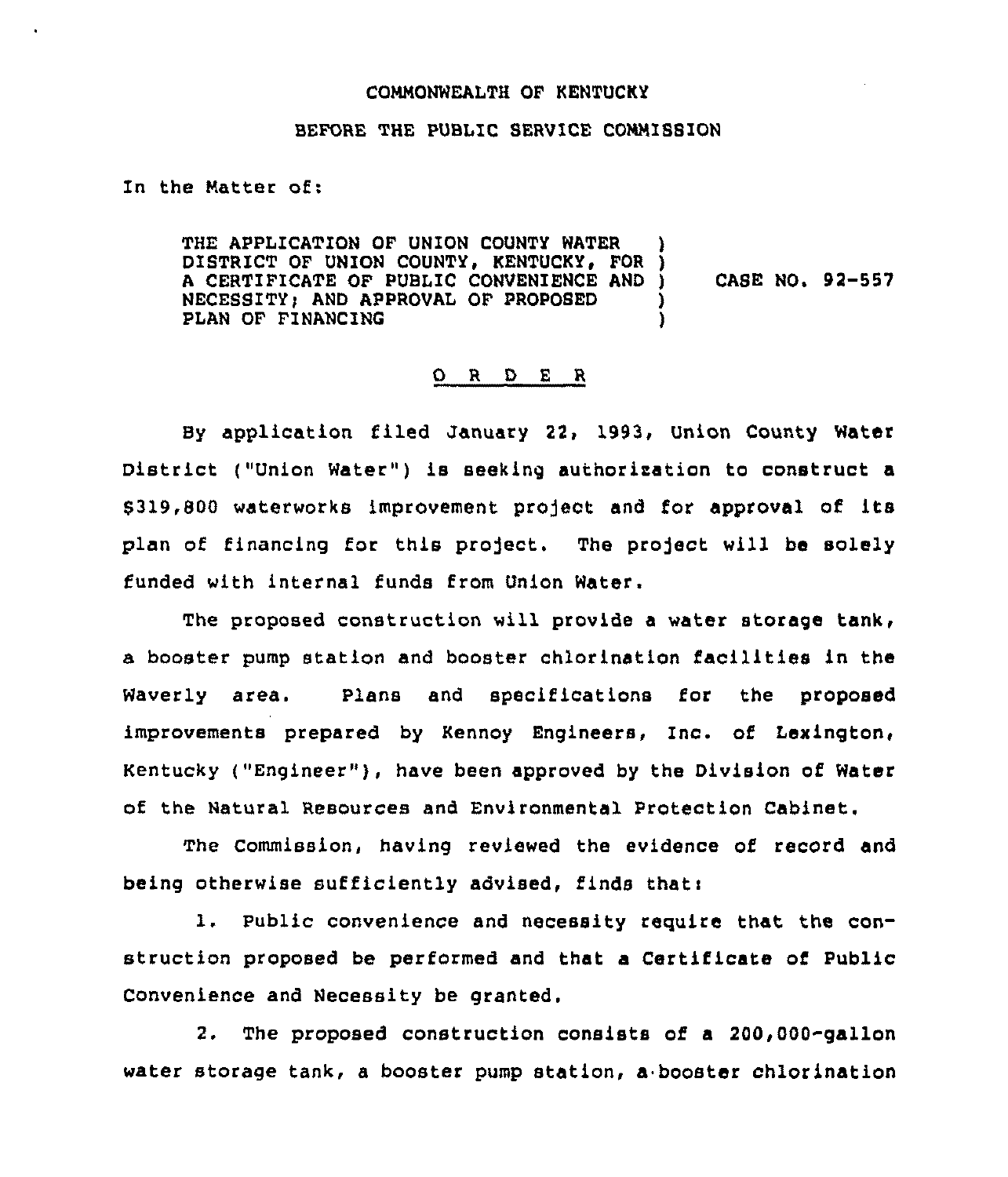COMMONWEALTH OF KENTUCKY

BEFORE THE PUBLIC SERVICE COMMISSION

In the Matter of:

THE APPLICATION OF UNION COUNTY WATER DISTRICT OF UNION COUNTY, KENTUCKY, FOR A CERTIFICATE OF PUBLIC CONVENIENCE AND NECESSITY; AND APPROVAL OF PROPOSED PLAN OF FINANCING ) CASE NO. 92-557

## O R D E R

By application filed January 22, 1993, Union County Water District ("Union Water") is seeking authorization to construct a $319,800 waterworks improvement project and for approval of its plan of financing for this project. The project will be solely funded with internal funds from Union Water.

The proposed construction will provide a water storage tank, a booster pump station and booster chlorination facilities in the Waverly area. Plans and specifications for the proposed improvements prepared by Kennoy Engineers, Inc. of Lexington, Kentucky ("Engineer"), have been approved by the Division of Water of the Natural Resources and Environmental Protection Cabinet.

The Commission, having reviewed the evidence of record and being otherwise sufficiently advised, finds that:

1. Public convenience and necessity require that the construction proposed be performed and that a Certificate of Public Convenience and Necessity be granted.

2. The proposed construction consists of a 200,000-gallon water storage tank, a booster pump station, a booster chlorination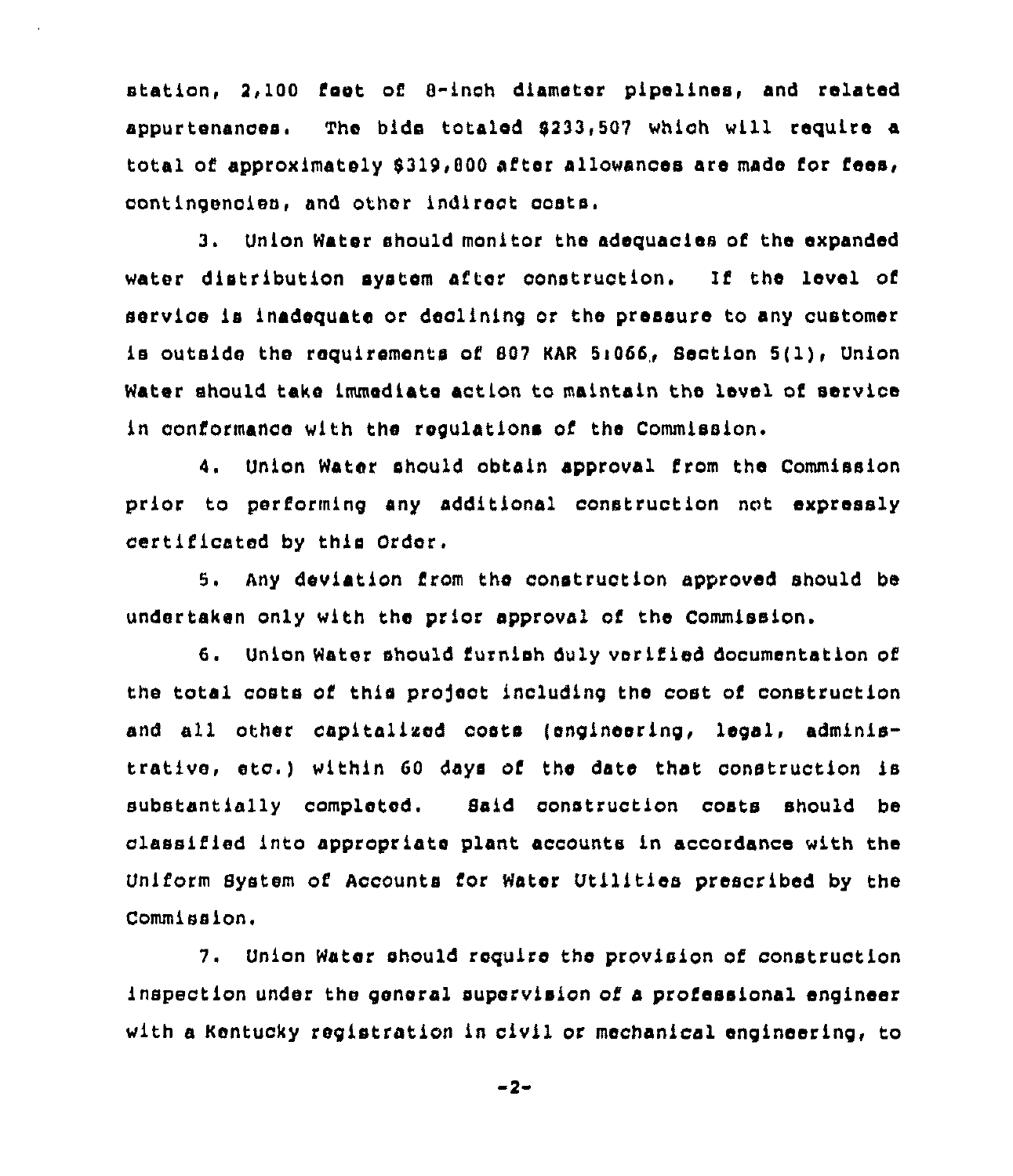station, 2,100 feet of 8-inch diameter pipelines, and related appurtenances. The bids totaled $233,507 which will require a total of approximately $319,800 after allowances are made for fees, contingencies, and other indirect costs.

3. Union Water should monitor the adequacies of the expanded water distribution system after construction. If the level of service is inadequate or declining or the pressure to any customer is outside the requirements of 807 KAR 5:066, Section 5(1), Union Water should take immediate action to maintain the level of service in conformance with the regulations of the Commission.

4. Union Water should obtain approval from the Commission prior to performing any additional construction not expressly certificated by this Order.

5. Any deviation from the construction approved should be undertaken only with the prior approval of the Commission.

6. Union Water should furnish duly verified documentation of the total costs of this project including the cost of construction and all other capitalized costs (engineering, legal, administrative, etc.) within 60 days of the date that construction is substantially completed. Said construction costs should be classified into appropriate plant accounts in accordance with the Uniform System of Accounts for Water Utilities prescribed by the Commission.

7. Union Water should require the provision of construction inspection under the general supervision of a professional engineer with a Kentucky registration in civil or mechanical engineering, to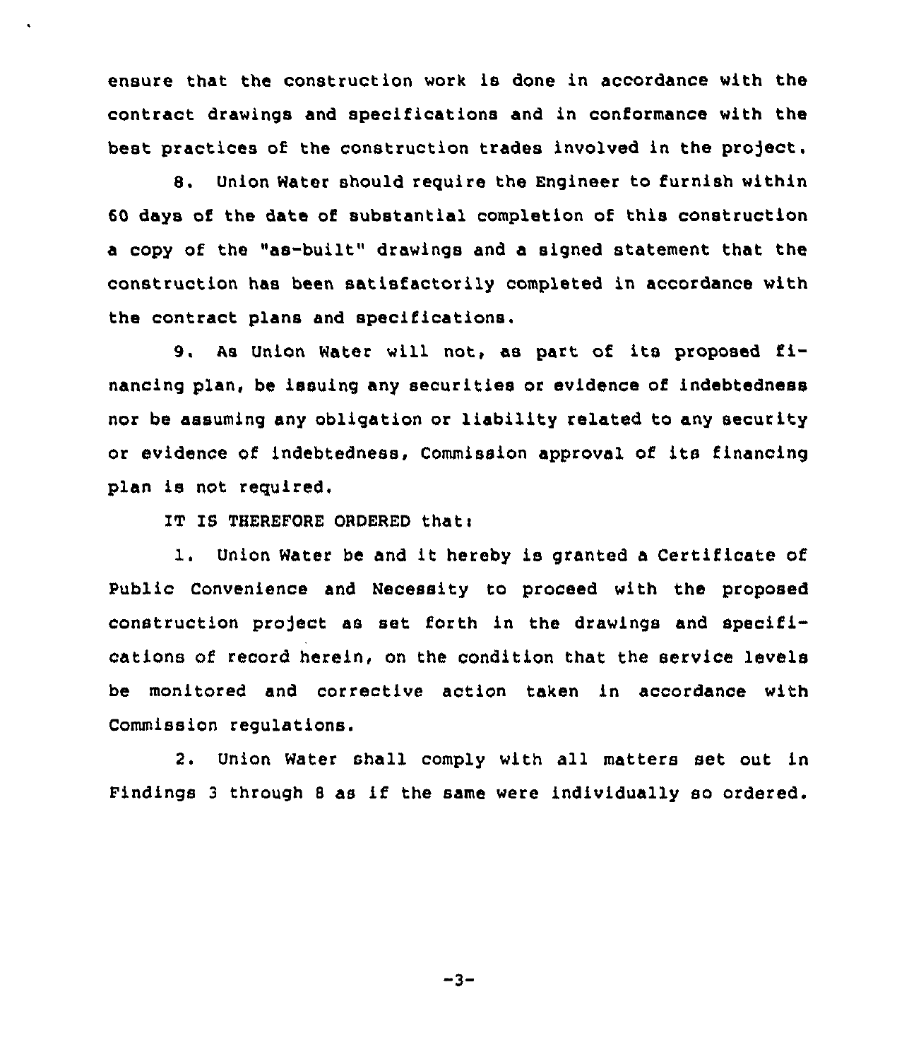ensure that the construction work is done in accordance with the contract drawings and specifications and in conformance with the best practices of the construction trades involved in the project.

8. Union Water should require the Engineer to furnish within 60 days of the date of substantial completion of this construction a copy of the "as-built" drawings and a signed statement that the construction has been satisfactorily completed in accordance with the contract plans and specifications.

9. As Union Water will not, as part of its proposed financing plan, be issuing any securities or evidence of indebtedness nor be assuming any obligation or liability related to any security or evidence of indebtedness, Commission approval of its financing plan is not required.

IT IS THEREFORE ORDERED that:

1. Union Water be and it hereby is granted a Certificate of Public Convenience and Necessity to proceed with the proposed construction project as set forth in the drawings and specifications of record herein, on the condition that the service levels be monitored and corrective action taken in accordance with Commission regulations.

2. Union Water shall comply with all matters set out in Findings 3 through 8 as if the same were individually so ordered.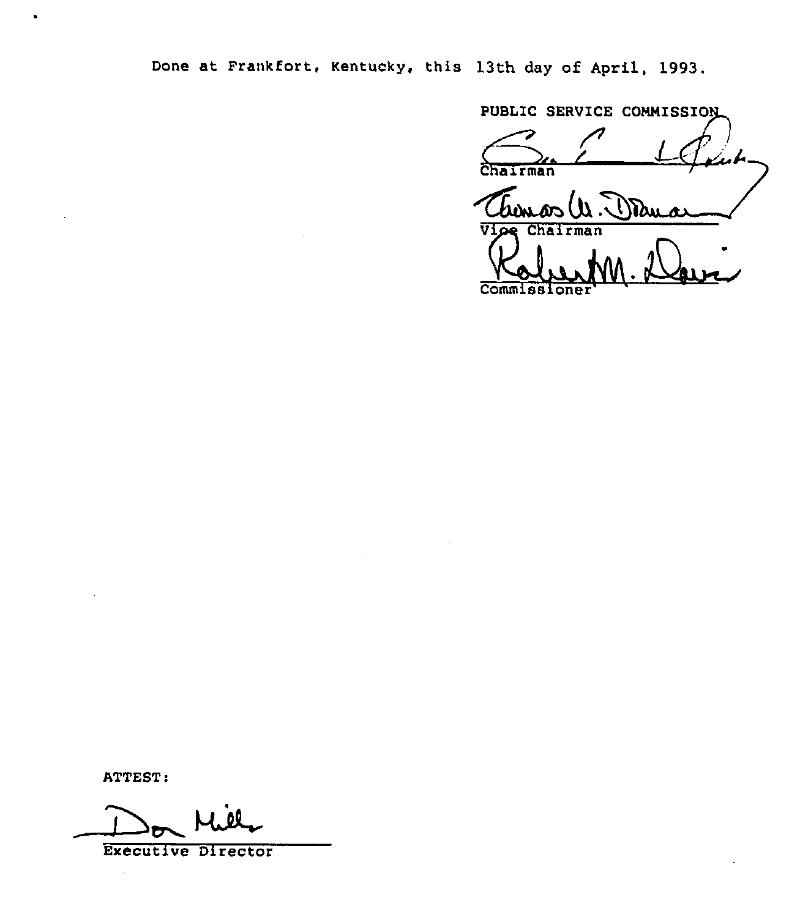Done at Frankfort, Kentucky, this 13th day of April, 1993.

PUBLIC SERVICE COMMISSION

Chairman

Vice Chairman

Commissioner

ATTEST:

Executive Director